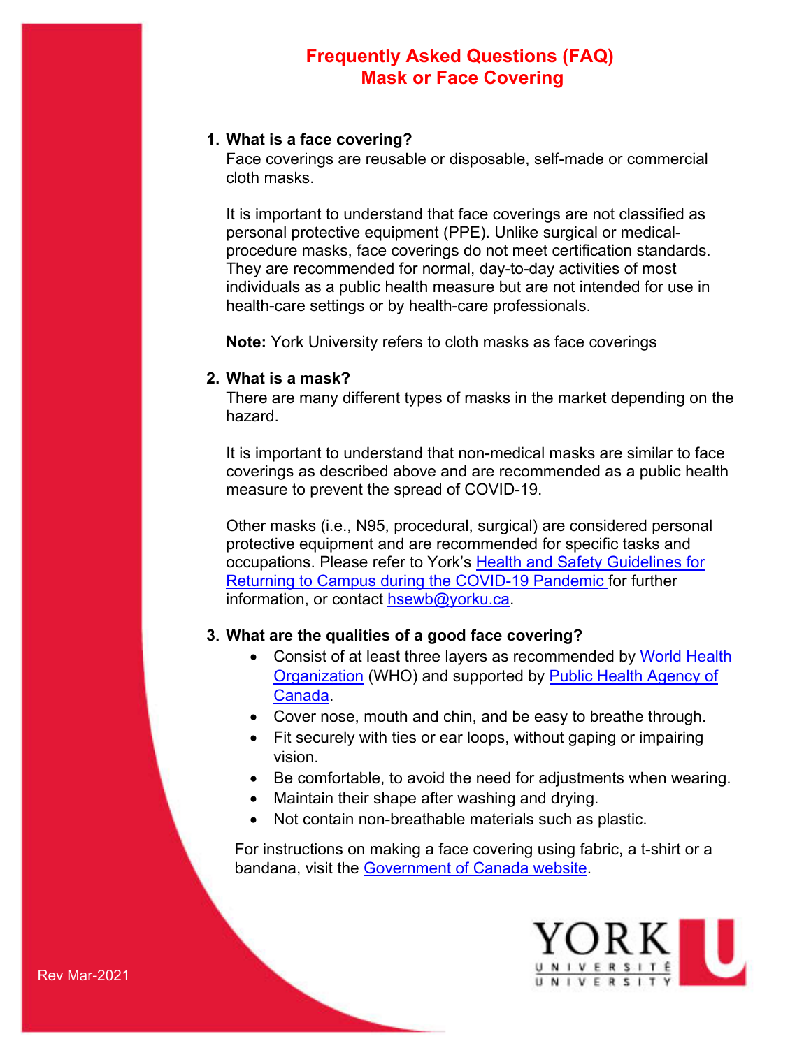# Frequently Asked Questions (FAQ)
# Mask or Face Covering

1. **What is a face covering?**

   Face coverings are reusable or disposable, self-made or commercial cloth masks.

   It is important to understand that face coverings are not classified as personal protective equipment (PPE). Unlike surgical or medical-procedure masks, face coverings do not meet certification standards. They are recommended for normal, day-to-day activities of most individuals as a public health measure but are not intended for use in health-care settings or by health-care professionals.

   **Note:** York University refers to cloth masks as face coverings

2. **What is a mask?**

   There are many different types of masks in the market depending on the hazard.

   It is important to understand that non-medical masks are similar to face coverings as described above and are recommended as a public health measure to prevent the spread of COVID-19.

   Other masks (i.e., N95, procedural, surgical) are considered personal protective equipment and are recommended for specific tasks and occupations. Please refer to York's Health and Safety Guidelines for Returning to Campus during the COVID-19 Pandemic for further information, or contact hsewb@yorku.ca.

3. **What are the qualities of a good face covering?**

   - Consist of at least three layers as recommended by World Health Organization (WHO) and supported by Public Health Agency of Canada.
   - Cover nose, mouth and chin, and be easy to breathe through.
   - Fit securely with ties or ear loops, without gaping or impairing vision.
   - Be comfortable, to avoid the need for adjustments when wearing.
   - Maintain their shape after washing and drying.
   - Not contain non-breathable materials such as plastic.

   For instructions on making a face covering using fabric, a t-shirt or a bandana, visit the Government of Canada website.

Rev Mar-2021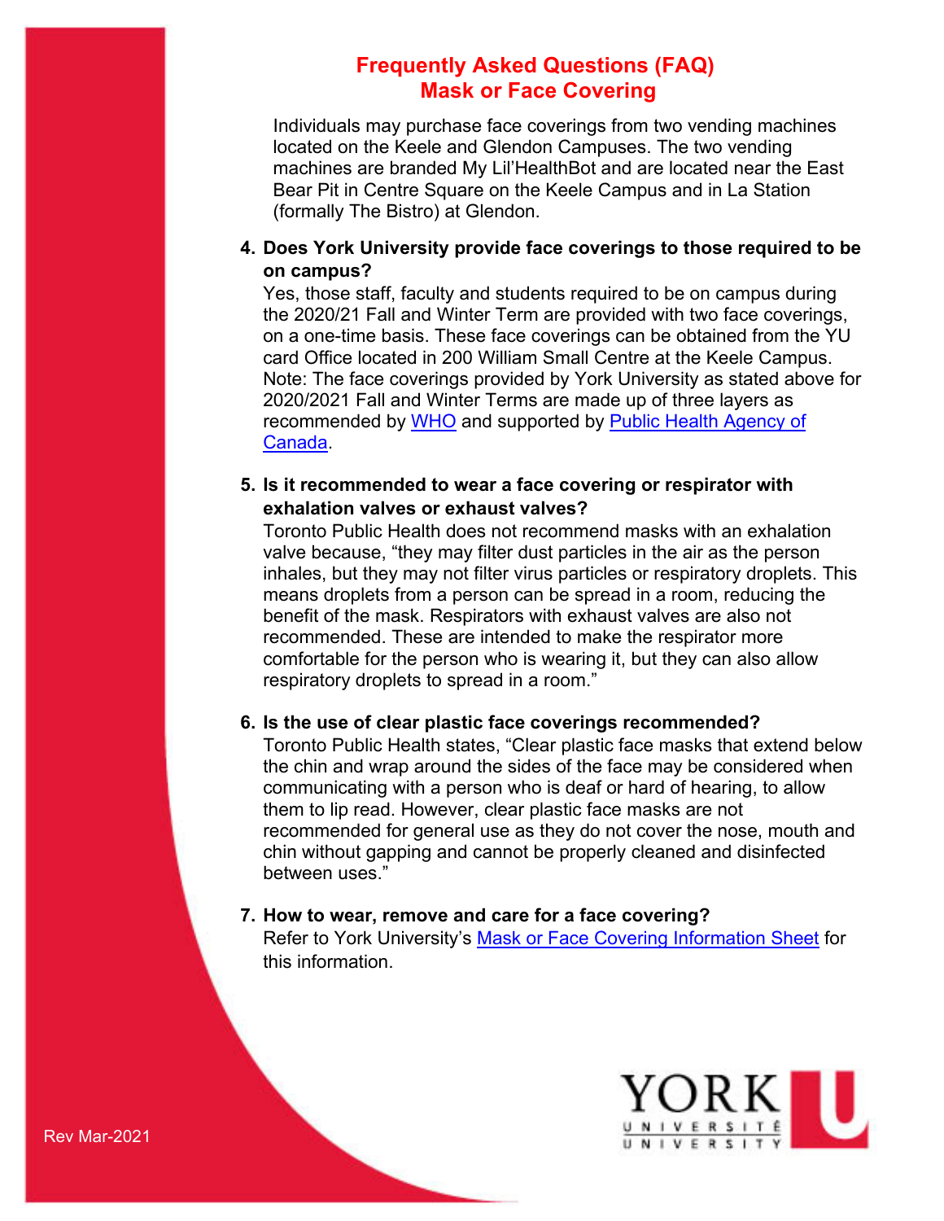# Frequently Asked Questions (FAQ)
## Mask or Face Covering

Individuals may purchase face coverings from two vending machines located on the Keele and Glendon Campuses. The two vending machines are branded My Lil'HealthBot and are located near the East Bear Pit in Centre Square on the Keele Campus and in La Station (formally The Bistro) at Glendon.

4. **Does York University provide face coverings to those required to be on campus?**
   Yes, those staff, faculty and students required to be on campus during the 2020/21 Fall and Winter Term are provided with two face coverings, on a one-time basis. These face coverings can be obtained from the YU card Office located in 200 William Small Centre at the Keele Campus. Note: The face coverings provided by York University as stated above for 2020/2021 Fall and Winter Terms are made up of three layers as recommended by WHO and supported by Public Health Agency of Canada.

5. **Is it recommended to wear a face covering or respirator with exhalation valves or exhaust valves?**
   Toronto Public Health does not recommend masks with an exhalation valve because, "they may filter dust particles in the air as the person inhales, but they may not filter virus particles or respiratory droplets. This means droplets from a person can be spread in a room, reducing the benefit of the mask. Respirators with exhaust valves are also not recommended. These are intended to make the respirator more comfortable for the person who is wearing it, but they can also allow respiratory droplets to spread in a room."

6. **Is the use of clear plastic face coverings recommended?**
   Toronto Public Health states, "Clear plastic face masks that extend below the chin and wrap around the sides of the face may be considered when communicating with a person who is deaf or hard of hearing, to allow them to lip read. However, clear plastic face masks are not recommended for general use as they do not cover the nose, mouth and chin without gapping and cannot be properly cleaned and disinfected between uses."

7. **How to wear, remove and care for a face covering?**
   Refer to York University's Mask or Face Covering Information Sheet for this information.

Rev Mar-2021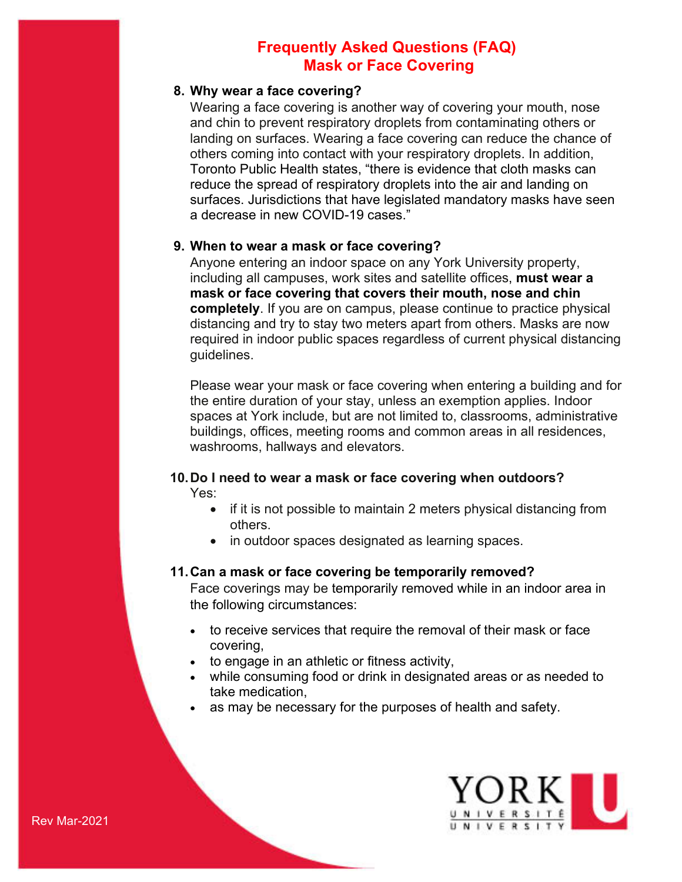# Frequently Asked Questions (FAQ)
## Mask or Face Covering

### 8. Why wear a face covering?

Wearing a face covering is another way of covering your mouth, nose and chin to prevent respiratory droplets from contaminating others or landing on surfaces. Wearing a face covering can reduce the chance of others coming into contact with your respiratory droplets. In addition, Toronto Public Health states, "there is evidence that cloth masks can reduce the spread of respiratory droplets into the air and landing on surfaces. Jurisdictions that have legislated mandatory masks have seen a decrease in new COVID-19 cases."

### 9. When to wear a mask or face covering?

Anyone entering an indoor space on any York University property, including all campuses, work sites and satellite offices, **must wear a mask or face covering that covers their mouth, nose and chin completely**. If you are on campus, please continue to practice physical distancing and try to stay two meters apart from others. Masks are now required in indoor public spaces regardless of current physical distancing guidelines.

Please wear your mask or face covering when entering a building and for the entire duration of your stay, unless an exemption applies. Indoor spaces at York include, but are not limited to, classrooms, administrative buildings, offices, meeting rooms and common areas in all residences, washrooms, hallways and elevators.

### 10. Do I need to wear a mask or face covering when outdoors?

Yes:

- if it is not possible to maintain 2 meters physical distancing from others.
- in outdoor spaces designated as learning spaces.

### 11. Can a mask or face covering be temporarily removed?

Face coverings may be temporarily removed while in an indoor area in the following circumstances:

- to receive services that require the removal of their mask or face covering,
- to engage in an athletic or fitness activity,
- while consuming food or drink in designated areas or as needed to take medication,
- as may be necessary for the purposes of health and safety.

Rev Mar-2021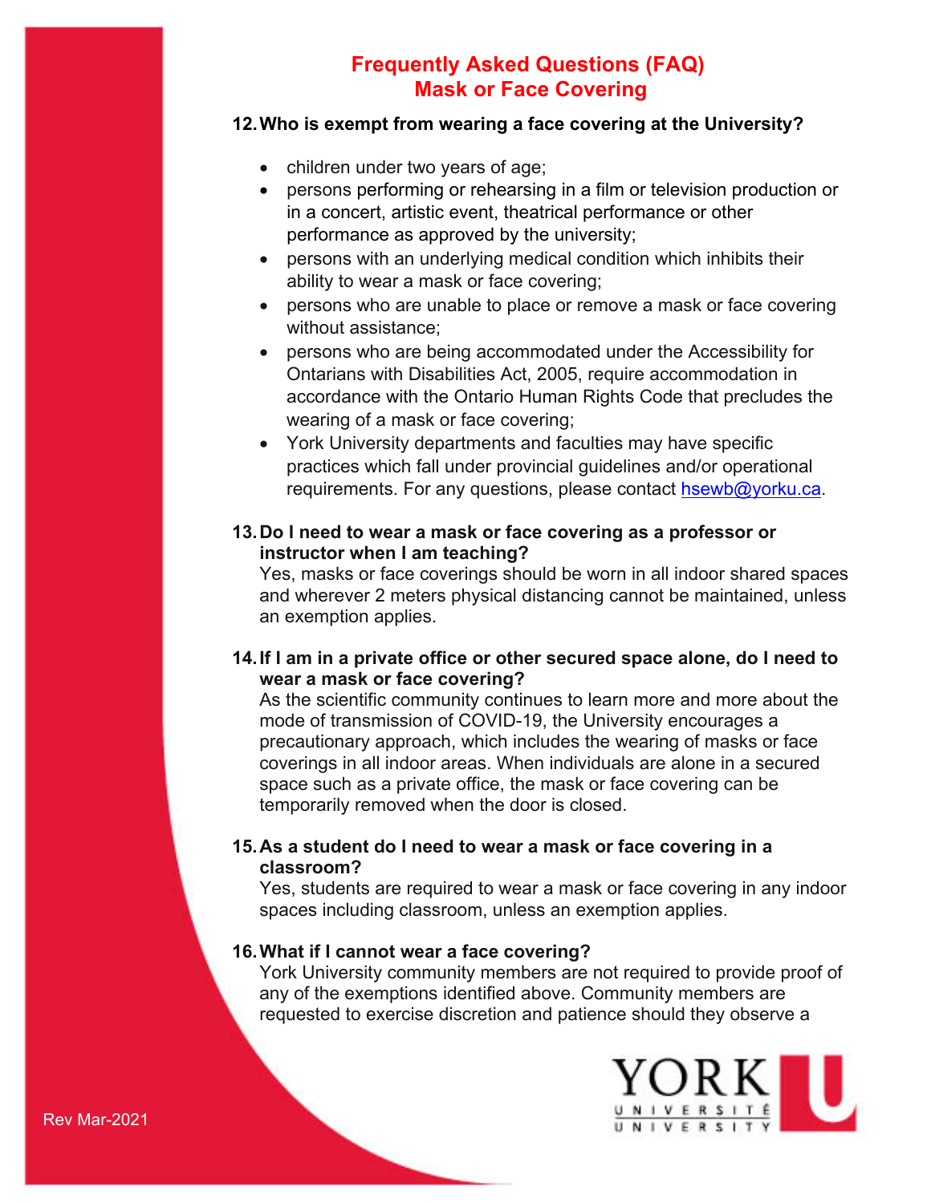# Frequently Asked Questions (FAQ)
## Mask or Face Covering

**12. Who is exempt from wearing a face covering at the University?**

- children under two years of age;
- persons performing or rehearsing in a film or television production or in a concert, artistic event, theatrical performance or other performance as approved by the university;
- persons with an underlying medical condition which inhibits their ability to wear a mask or face covering;
- persons who are unable to place or remove a mask or face covering without assistance;
- persons who are being accommodated under the Accessibility for Ontarians with Disabilities Act, 2005, require accommodation in accordance with the Ontario Human Rights Code that precludes the wearing of a mask or face covering;
- York University departments and faculties may have specific practices which fall under provincial guidelines and/or operational requirements. For any questions, please contact hsewb@yorku.ca.

**13. Do I need to wear a mask or face covering as a professor or instructor when I am teaching?**

Yes, masks or face coverings should be worn in all indoor shared spaces and wherever 2 meters physical distancing cannot be maintained, unless an exemption applies.

**14. If I am in a private office or other secured space alone, do I need to wear a mask or face covering?**

As the scientific community continues to learn more and more about the mode of transmission of COVID-19, the University encourages a precautionary approach, which includes the wearing of masks or face coverings in all indoor areas. When individuals are alone in a secured space such as a private office, the mask or face covering can be temporarily removed when the door is closed.

**15. As a student do I need to wear a mask or face covering in a classroom?**

Yes, students are required to wear a mask or face covering in any indoor spaces including classroom, unless an exemption applies.

**16. What if I cannot wear a face covering?**

York University community members are not required to provide proof of any of the exemptions identified above. Community members are requested to exercise discretion and patience should they observe a

Rev Mar-2021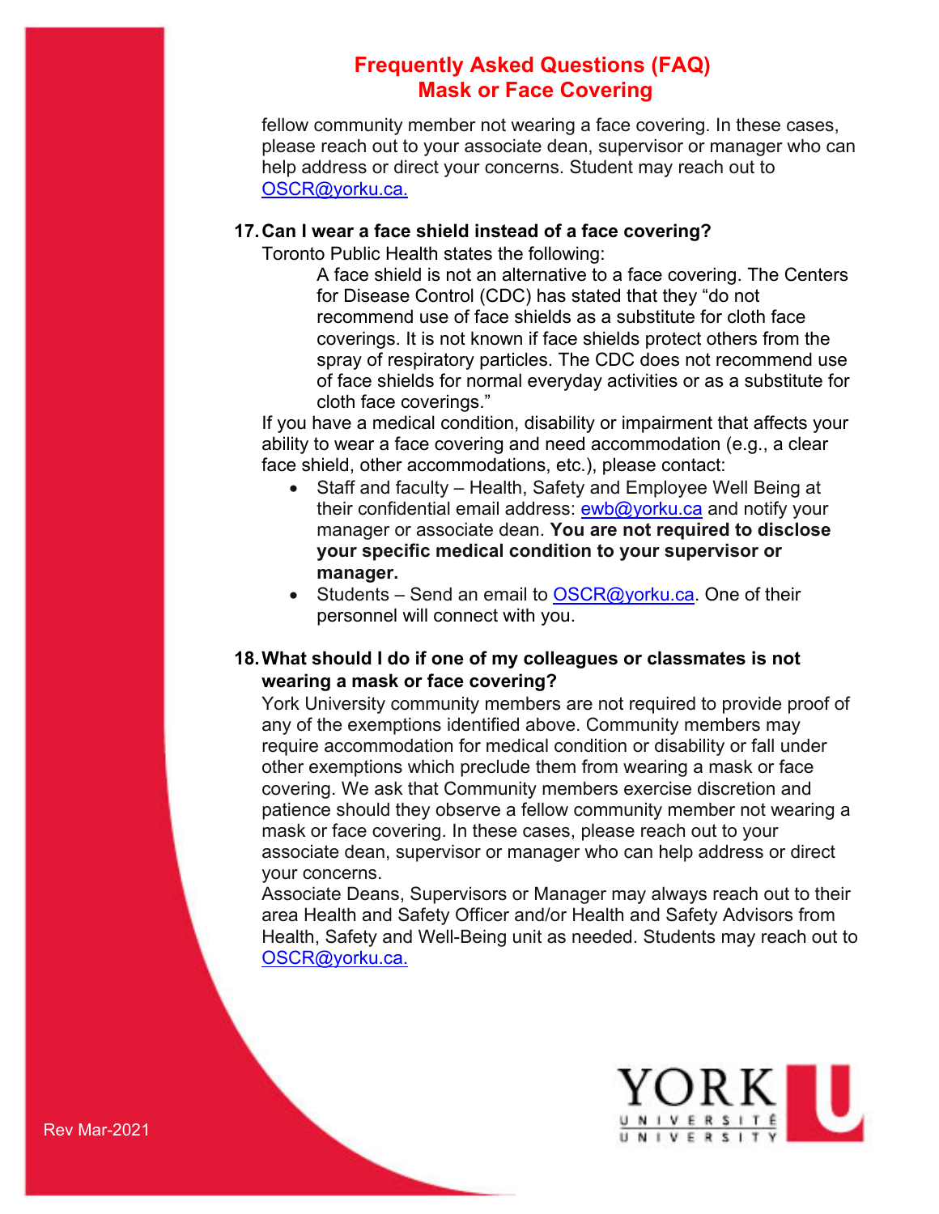fellow community member not wearing a face covering. In these cases, please reach out to your associate dean, supervisor or manager who can help address or direct your concerns. Student may reach out to OSCR@yorku.ca.

**17. Can I wear a face shield instead of a face covering?**

Toronto Public Health states the following:

> A face shield is not an alternative to a face covering. The Centers for Disease Control (CDC) has stated that they "do not recommend use of face shields as a substitute for cloth face coverings. It is not known if face shields protect others from the spray of respiratory particles. The CDC does not recommend use of face shields for normal everyday activities or as a substitute for cloth face coverings."

If you have a medical condition, disability or impairment that affects your ability to wear a face covering and need accommodation (e.g., a clear face shield, other accommodations, etc.), please contact:

- Staff and faculty – Health, Safety and Employee Well Being at their confidential email address: ewb@yorku.ca and notify your manager or associate dean. **You are not required to disclose your specific medical condition to your supervisor or manager.**
- Students – Send an email to OSCR@yorku.ca. One of their personnel will connect with you.

**18. What should I do if one of my colleagues or classmates is not wearing a mask or face covering?**

York University community members are not required to provide proof of any of the exemptions identified above. Community members may require accommodation for medical condition or disability or fall under other exemptions which preclude them from wearing a mask or face covering. We ask that Community members exercise discretion and patience should they observe a fellow community member not wearing a mask or face covering. In these cases, please reach out to your associate dean, supervisor or manager who can help address or direct your concerns.

Associate Deans, Supervisors or Manager may always reach out to their area Health and Safety Officer and/or Health and Safety Advisors from Health, Safety and Well-Being unit as needed. Students may reach out to OSCR@yorku.ca.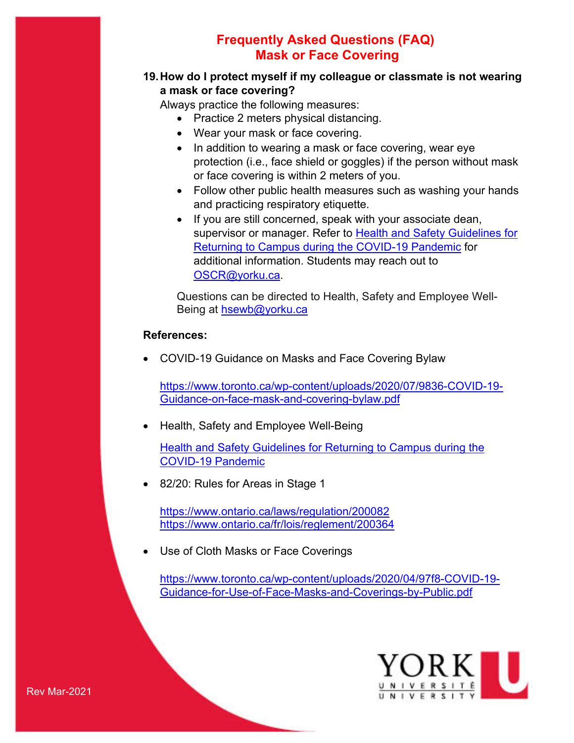# Frequently Asked Questions (FAQ)
# Mask or Face Covering

**19. How do I protect myself if my colleague or classmate is not wearing a mask or face covering?**

Always practice the following measures:

- Practice 2 meters physical distancing.
- Wear your mask or face covering.
- In addition to wearing a mask or face covering, wear eye protection (i.e., face shield or goggles) if the person without mask or face covering is within 2 meters of you.
- Follow other public health measures such as washing your hands and practicing respiratory etiquette.
- If you are still concerned, speak with your associate dean, supervisor or manager. Refer to Health and Safety Guidelines for Returning to Campus during the COVID-19 Pandemic for additional information. Students may reach out to OSCR@yorku.ca.

Questions can be directed to Health, Safety and Employee Well-Being at hsewb@yorku.ca

**References:**

- COVID-19 Guidance on Masks and Face Covering Bylaw

  https://www.toronto.ca/wp-content/uploads/2020/07/9836-COVID-19-Guidance-on-face-mask-and-covering-bylaw.pdf

- Health, Safety and Employee Well-Being

  Health and Safety Guidelines for Returning to Campus during the COVID-19 Pandemic

- 82/20: Rules for Areas in Stage 1

  https://www.ontario.ca/laws/regulation/200082
  https://www.ontario.ca/fr/lois/reglement/200364

- Use of Cloth Masks or Face Coverings

  https://www.toronto.ca/wp-content/uploads/2020/04/97f8-COVID-19-Guidance-for-Use-of-Face-Masks-and-Coverings-by-Public.pdf

Rev Mar-2021